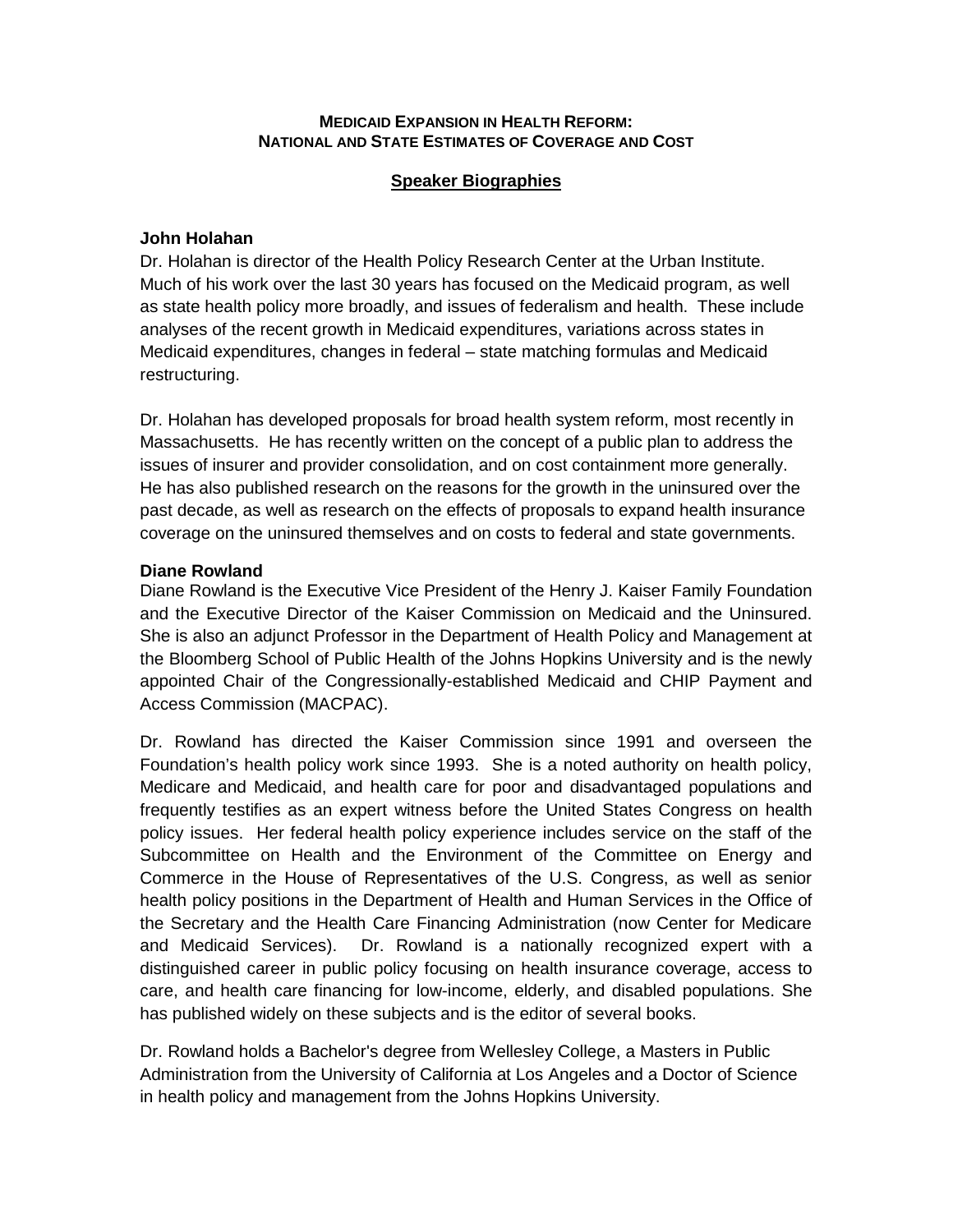**MEDICAID EXPANSION IN HEALTH REFORM: NATIONAL AND STATE ESTIMATES OF COVERAGE AND COST**

## Speaker Biographies

### John Holahan

Dr. Holahan is director of the Health Policy Research Center at the Urban Institute. Much of his work over the last 30 years has focused on the Medicaid program, as well as state health policy more broadly, and issues of federalism and health. These include analyses of the recent growth in Medicaid expenditures, variations across states in Medicaid expenditures, changes in federal – state matching formulas and Medicaid restructuring.

Dr. Holahan has developed proposals for broad health system reform, most recently in Massachusetts. He has recently written on the concept of a public plan to address the issues of insurer and provider consolidation, and on cost containment more generally. He has also published research on the reasons for the growth in the uninsured over the past decade, as well as research on the effects of proposals to expand health insurance coverage on the uninsured themselves and on costs to federal and state governments.

### Diane Rowland

Diane Rowland is the Executive Vice President of the Henry J. Kaiser Family Foundation and the Executive Director of the Kaiser Commission on Medicaid and the Uninsured. She is also an adjunct Professor in the Department of Health Policy and Management at the Bloomberg School of Public Health of the Johns Hopkins University and is the newly appointed Chair of the Congressionally-established Medicaid and CHIP Payment and Access Commission (MACPAC).

Dr. Rowland has directed the Kaiser Commission since 1991 and overseen the Foundation's health policy work since 1993. She is a noted authority on health policy, Medicare and Medicaid, and health care for poor and disadvantaged populations and frequently testifies as an expert witness before the United States Congress on health policy issues. Her federal health policy experience includes service on the staff of the Subcommittee on Health and the Environment of the Committee on Energy and Commerce in the House of Representatives of the U.S. Congress, as well as senior health policy positions in the Department of Health and Human Services in the Office of the Secretary and the Health Care Financing Administration (now Center for Medicare and Medicaid Services). Dr. Rowland is a nationally recognized expert with a distinguished career in public policy focusing on health insurance coverage, access to care, and health care financing for low-income, elderly, and disabled populations. She has published widely on these subjects and is the editor of several books.

Dr. Rowland holds a Bachelor's degree from Wellesley College, a Masters in Public Administration from the University of California at Los Angeles and a Doctor of Science in health policy and management from the Johns Hopkins University.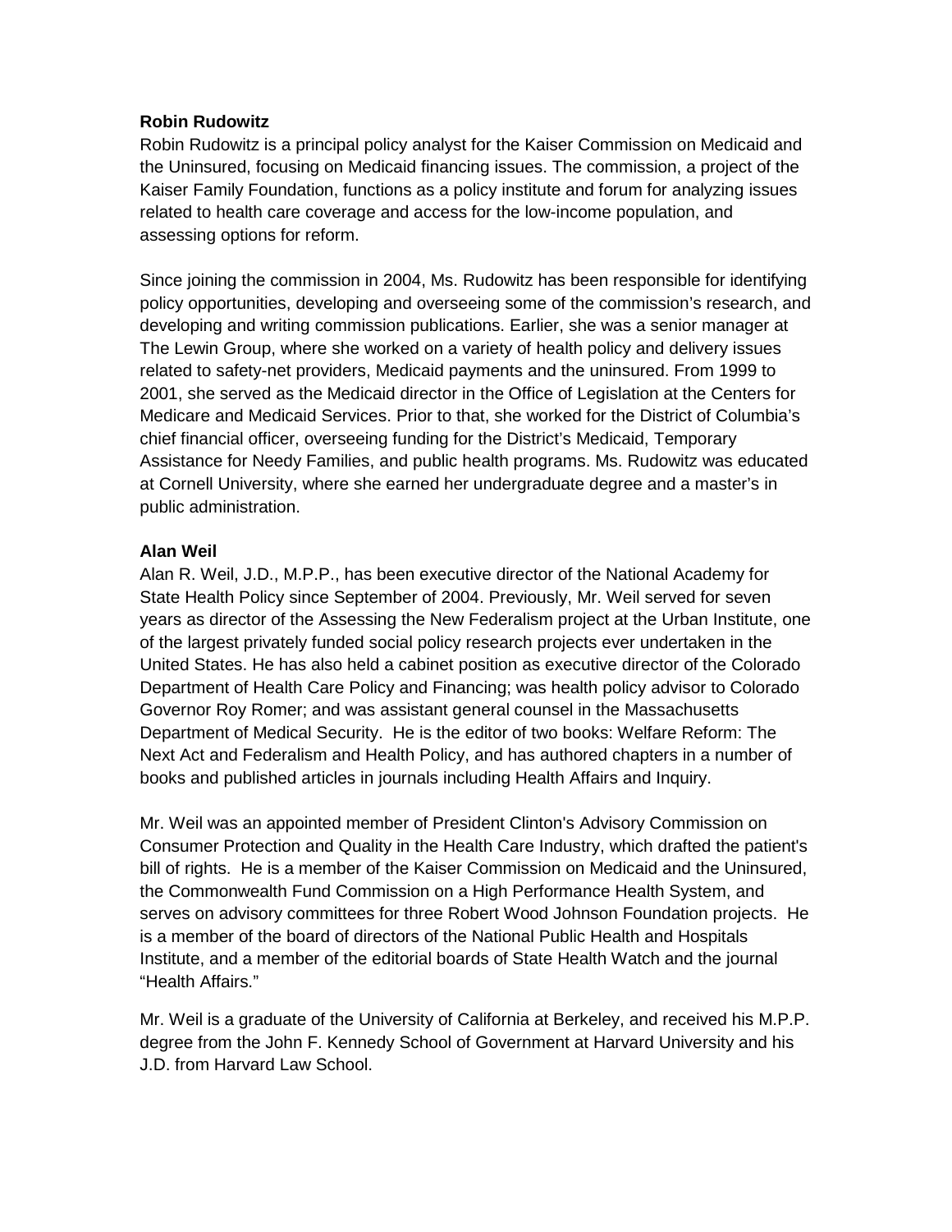**Robin Rudowitz**

Robin Rudowitz is a principal policy analyst for the Kaiser Commission on Medicaid and the Uninsured, focusing on Medicaid financing issues. The commission, a project of the Kaiser Family Foundation, functions as a policy institute and forum for analyzing issues related to health care coverage and access for the low-income population, and assessing options for reform.

Since joining the commission in 2004, Ms. Rudowitz has been responsible for identifying policy opportunities, developing and overseeing some of the commission's research, and developing and writing commission publications. Earlier, she was a senior manager at The Lewin Group, where she worked on a variety of health policy and delivery issues related to safety-net providers, Medicaid payments and the uninsured. From 1999 to 2001, she served as the Medicaid director in the Office of Legislation at the Centers for Medicare and Medicaid Services. Prior to that, she worked for the District of Columbia's chief financial officer, overseeing funding for the District's Medicaid, Temporary Assistance for Needy Families, and public health programs. Ms. Rudowitz was educated at Cornell University, where she earned her undergraduate degree and a master's in public administration.

**Alan Weil**

Alan R. Weil, J.D., M.P.P., has been executive director of the National Academy for State Health Policy since September of 2004. Previously, Mr. Weil served for seven years as director of the Assessing the New Federalism project at the Urban Institute, one of the largest privately funded social policy research projects ever undertaken in the United States. He has also held a cabinet position as executive director of the Colorado Department of Health Care Policy and Financing; was health policy advisor to Colorado Governor Roy Romer; and was assistant general counsel in the Massachusetts Department of Medical Security. He is the editor of two books: Welfare Reform: The Next Act and Federalism and Health Policy, and has authored chapters in a number of books and published articles in journals including Health Affairs and Inquiry.

Mr. Weil was an appointed member of President Clinton's Advisory Commission on Consumer Protection and Quality in the Health Care Industry, which drafted the patient's bill of rights. He is a member of the Kaiser Commission on Medicaid and the Uninsured, the Commonwealth Fund Commission on a High Performance Health System, and serves on advisory committees for three Robert Wood Johnson Foundation projects. He is a member of the board of directors of the National Public Health and Hospitals Institute, and a member of the editorial boards of State Health Watch and the journal "Health Affairs."

Mr. Weil is a graduate of the University of California at Berkeley, and received his M.P.P. degree from the John F. Kennedy School of Government at Harvard University and his J.D. from Harvard Law School.